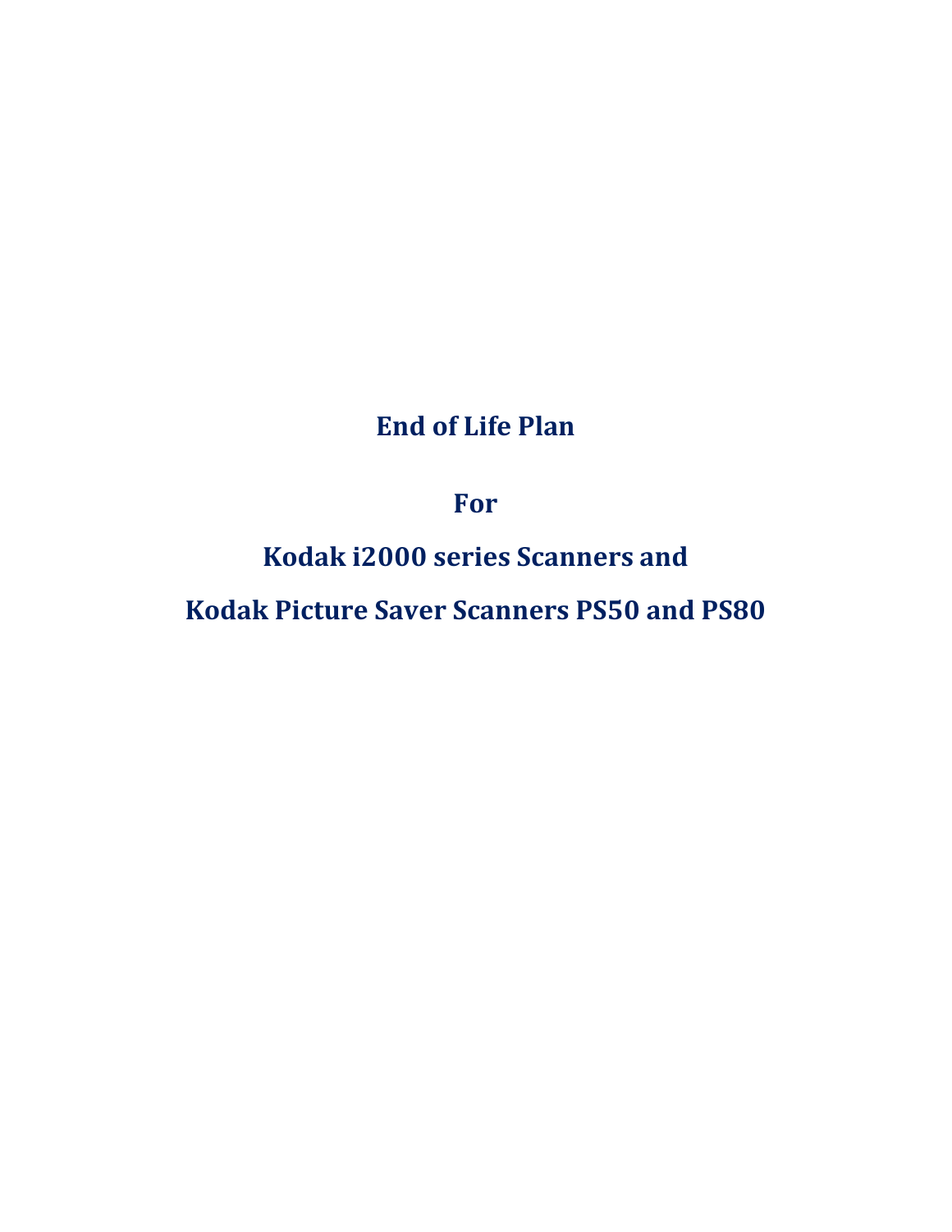# End of Life Plan

## For

## Kodak i2000 series Scanners and

## Kodak Picture Saver Scanners PS50 and PS80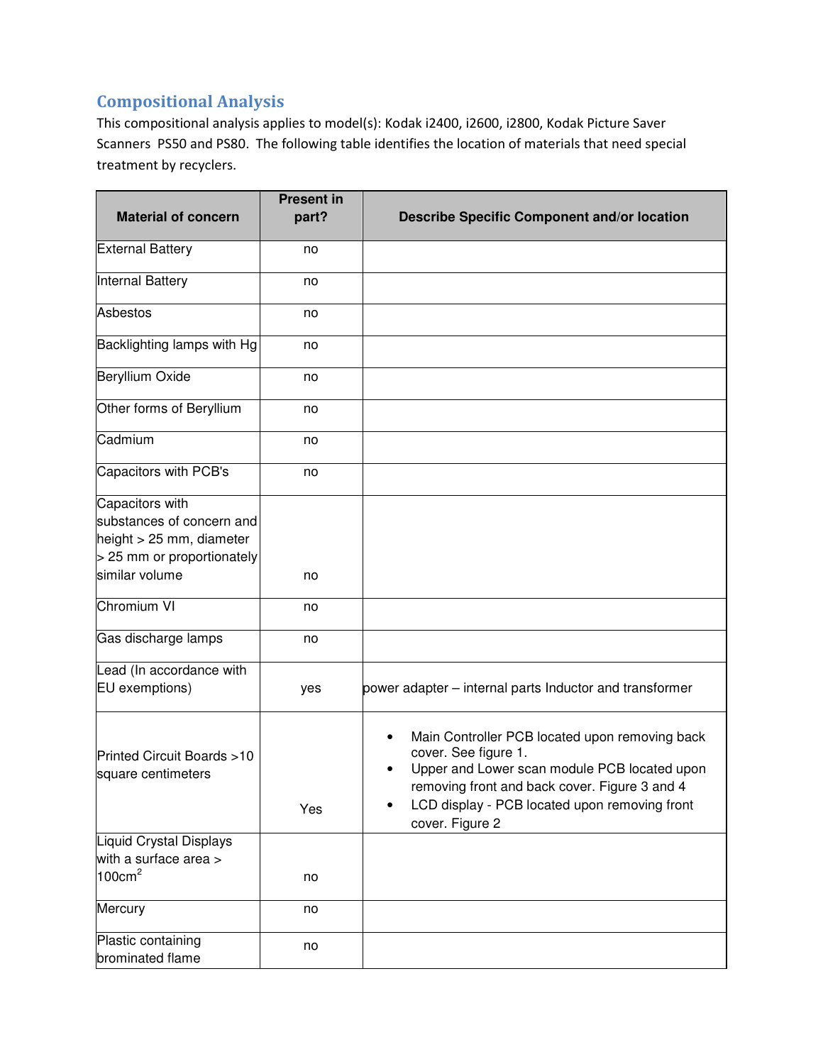## Compositional Analysis

This compositional analysis applies to model(s): Kodak i2400, i2600, i2800, Kodak Picture Saver Scanners PS50 and PS80. The following table identifies the location of materials that need special treatment by recyclers.

| Material of concern | Present in part? | Describe Specific Component and/or location |
|---|---|---|
| External Battery | no | |
| Internal Battery | no | |
| Asbestos | no | |
| Backlighting lamps with Hg | no | |
| Beryllium Oxide | no | |
| Other forms of Beryllium | no | |
| Cadmium | no | |
| Capacitors with PCB's | no | |
| Capacitors with substances of concern and height > 25 mm, diameter > 25 mm or proportionately similar volume | no | |
| Chromium VI | no | |
| Gas discharge lamps | no | |
| Lead (In accordance with EU exemptions) | yes | power adapter – internal parts Inductor and transformer |
| Printed Circuit Boards >10 square centimeters | Yes | • Main Controller PCB located upon removing back cover. See figure 1. <br>• Upper and Lower scan module PCB located upon removing front and back cover. Figure 3 and 4 <br>• LCD display - PCB located upon removing front cover. Figure 2 |
| Liquid Crystal Displays with a surface area > 100cm$^2$ | no | |
| Mercury | no | |
| Plastic containing brominated flame | no | |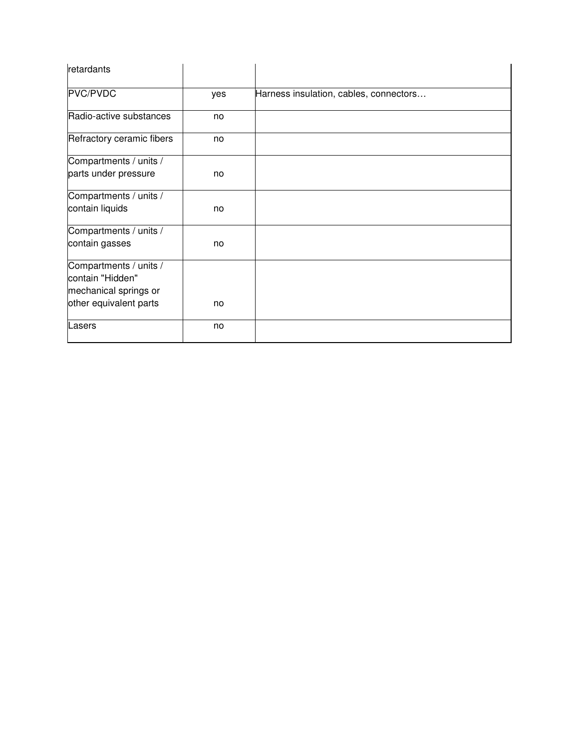| | | |
|---|---|---|
| retardants | | |
| PVC/PVDC | yes | Harness insulation, cables, connectors… |
| Radio-active substances | no | |
| Refractory ceramic fibers | no | |
| Compartments / units / parts under pressure | no | |
| Compartments / units / contain liquids | no | |
| Compartments / units / contain gasses | no | |
| Compartments / units / contain "Hidden" mechanical springs or other equivalent parts | no | |
| Lasers | no | |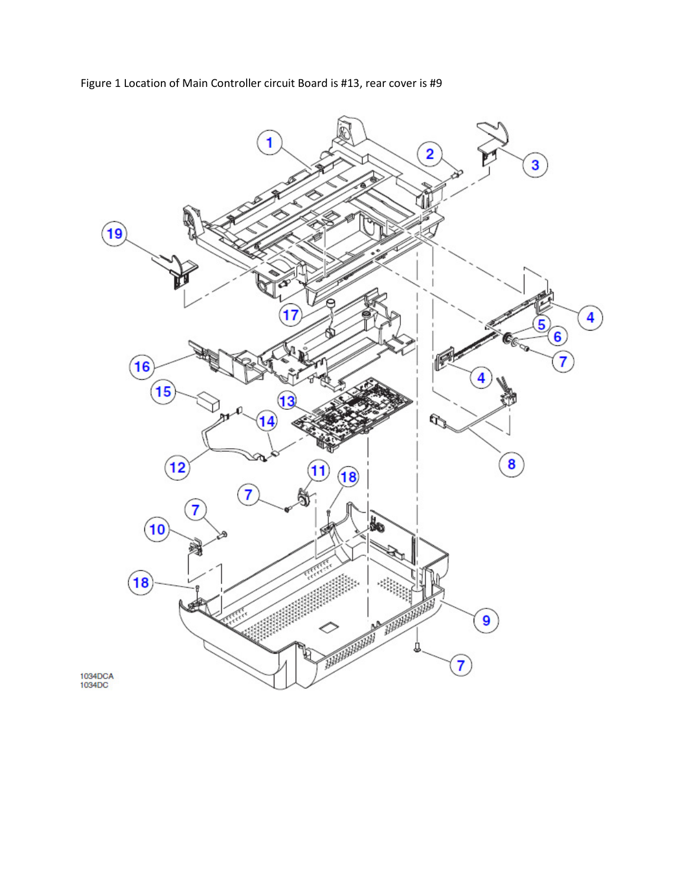Figure 1 Location of Main Controller circuit Board is #13, rear cover is #9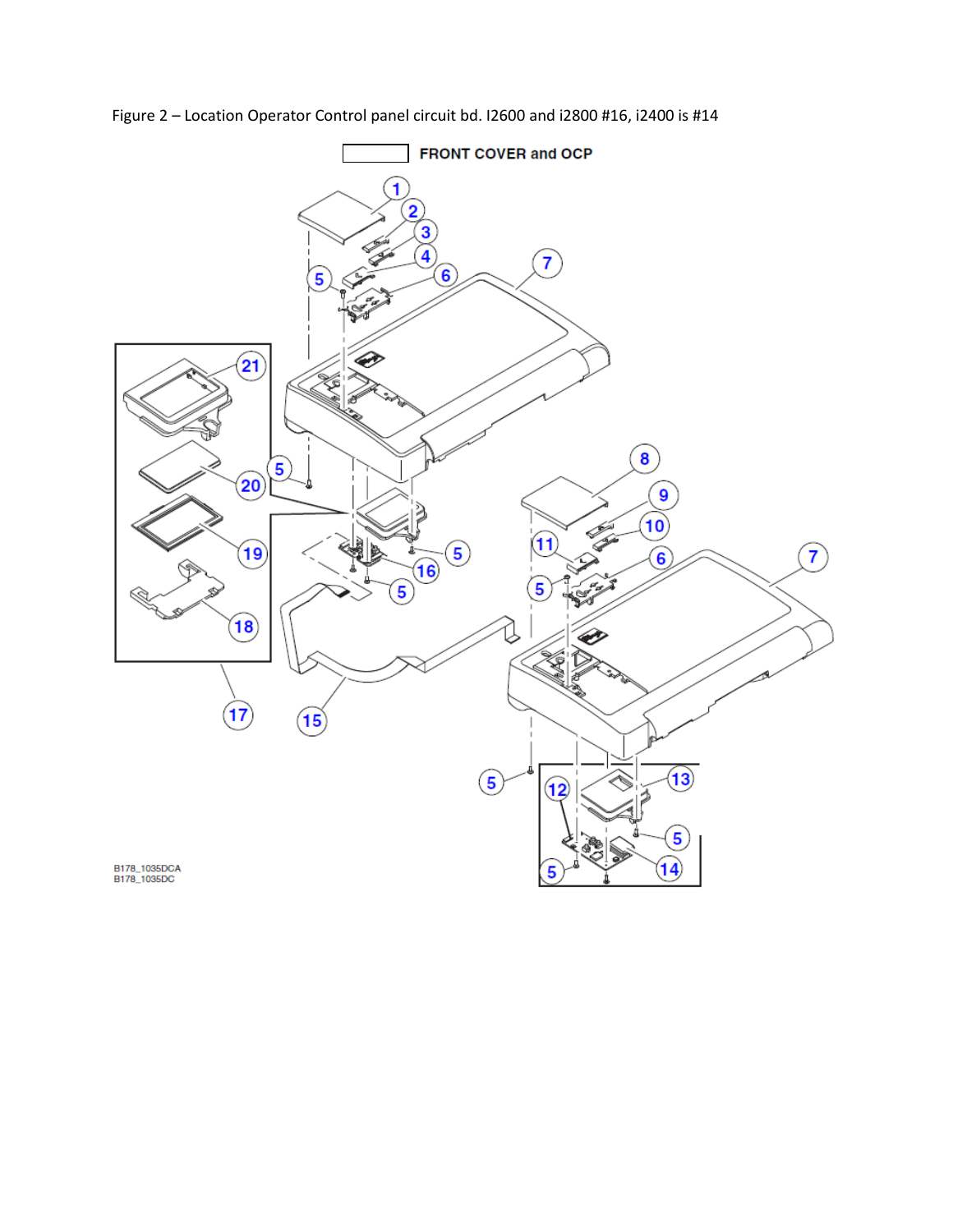Figure 2 – Location Operator Control panel circuit bd. I2600 and i2800 #16, i2400 is #14

FRONT COVER and OCP

B178_1035DCA
B178_1035DC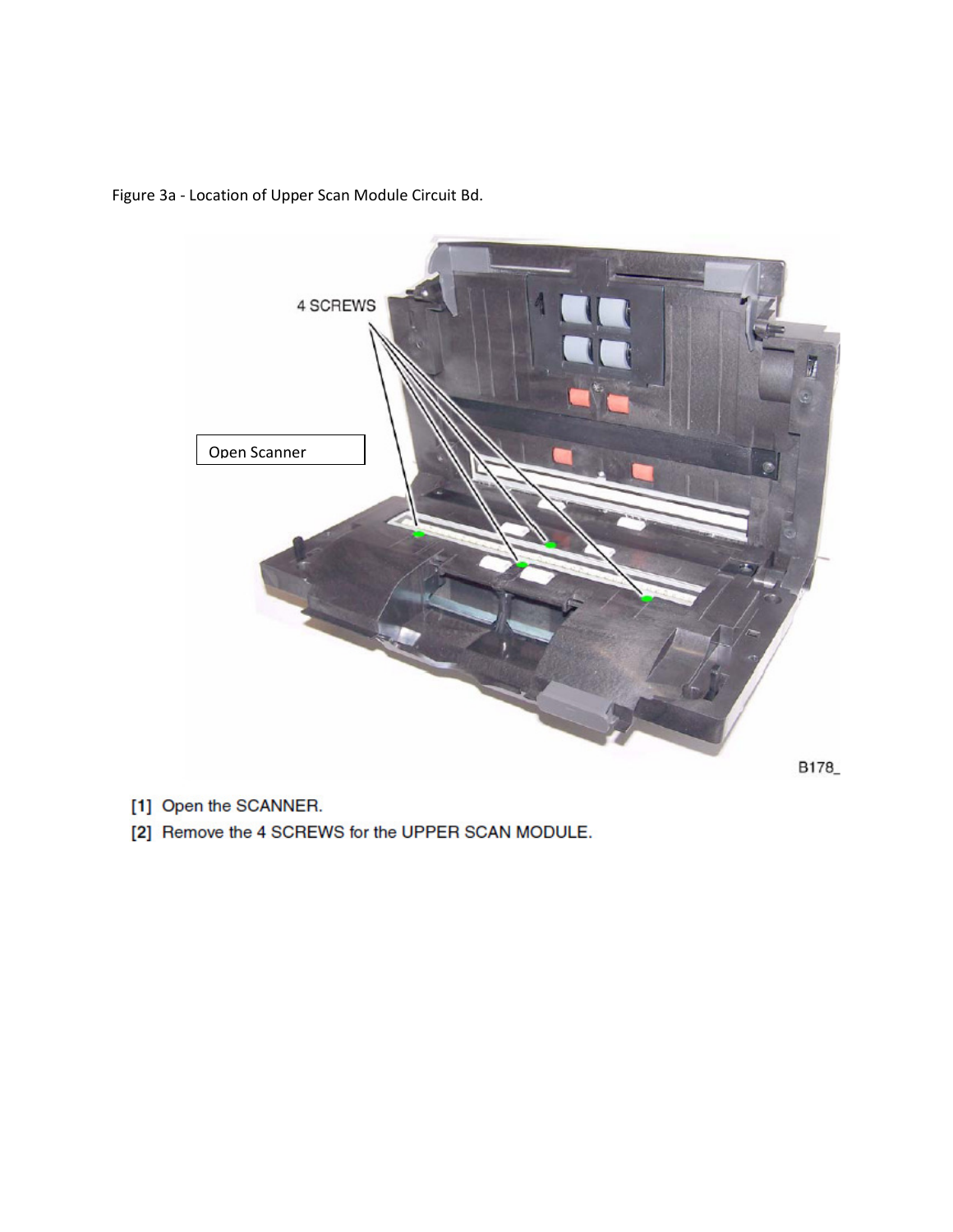Figure 3a - Location of Upper Scan Module Circuit Bd.

4 SCREWS

Open Scanner

B178_

[1] Open the SCANNER.

[2] Remove the 4 SCREWS for the UPPER SCAN MODULE.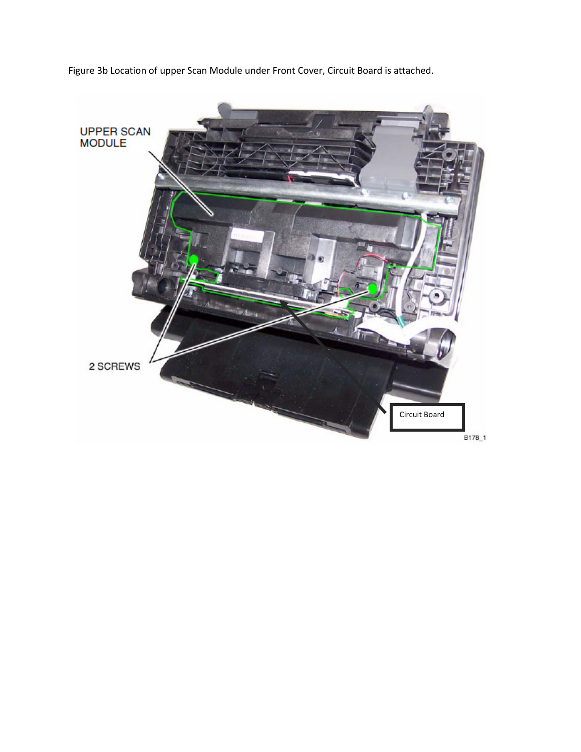Figure 3b Location of upper Scan Module under Front Cover, Circuit Board is attached.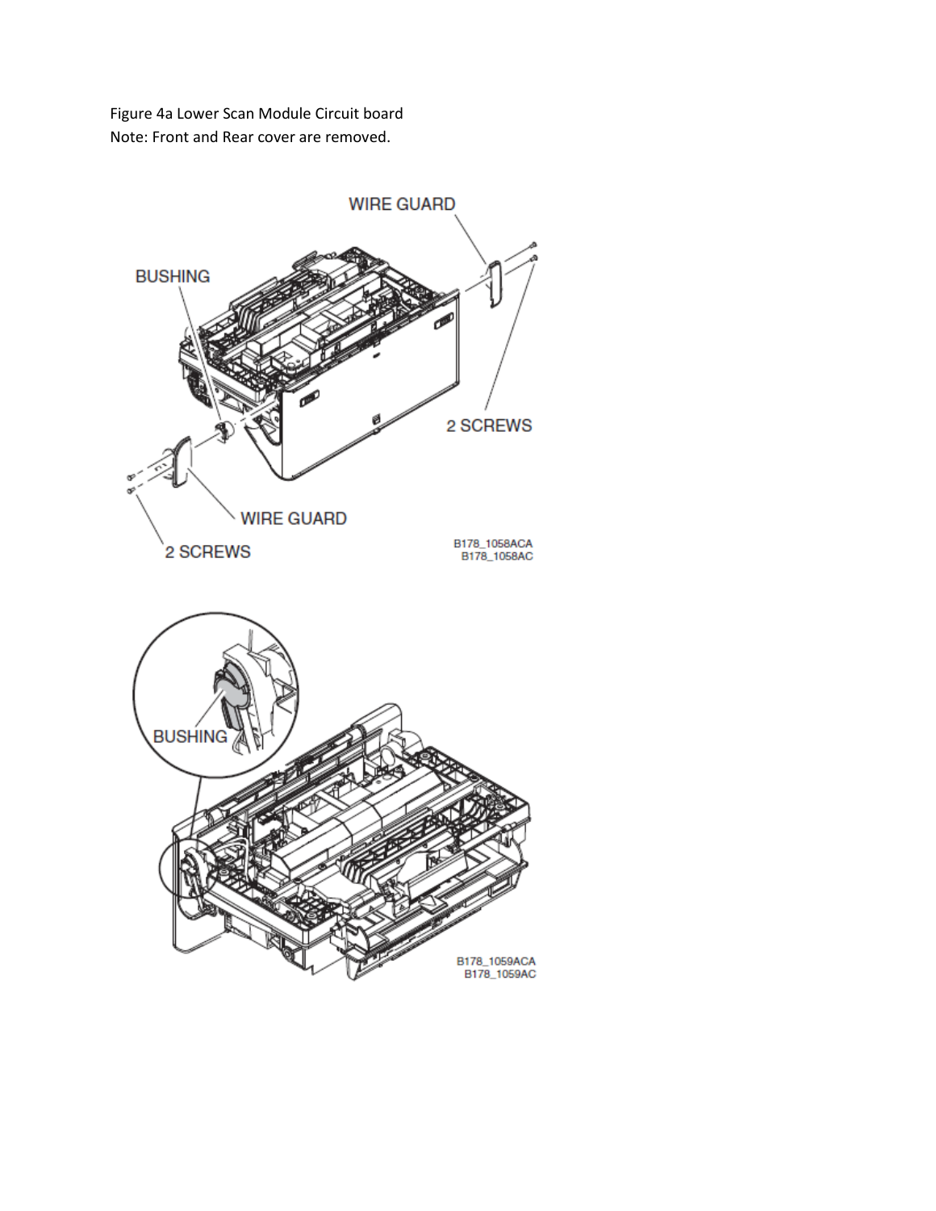Figure 4a Lower Scan Module Circuit board
Note: Front and Rear cover are removed.

WIRE GUARD

BUSHING

2 SCREWS

WIRE GUARD

2 SCREWS

B178_1058ACA
B178_1058AC

BUSHING

B178_1059ACA
B178_1059AC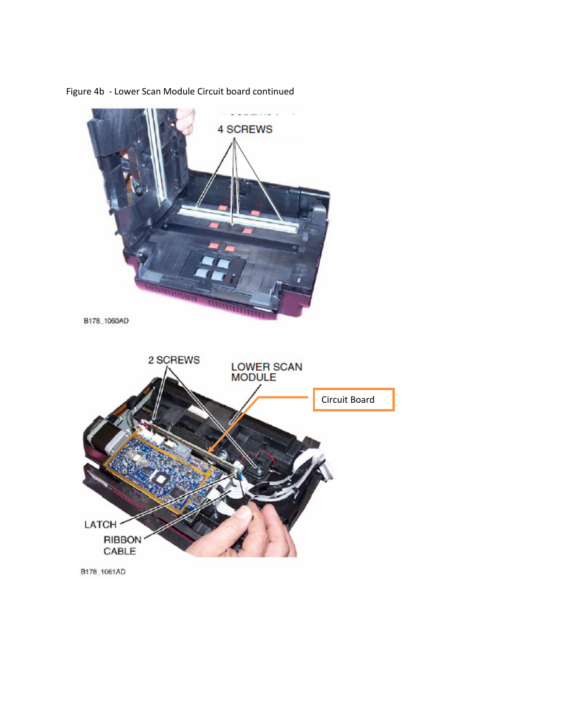Figure 4b - Lower Scan Module Circuit board continued

4 SCREWS

B178_1060AD

2 SCREWS

LOWER SCAN MODULE

Circuit Board

LATCH

RIBBON CABLE

B178_1061AD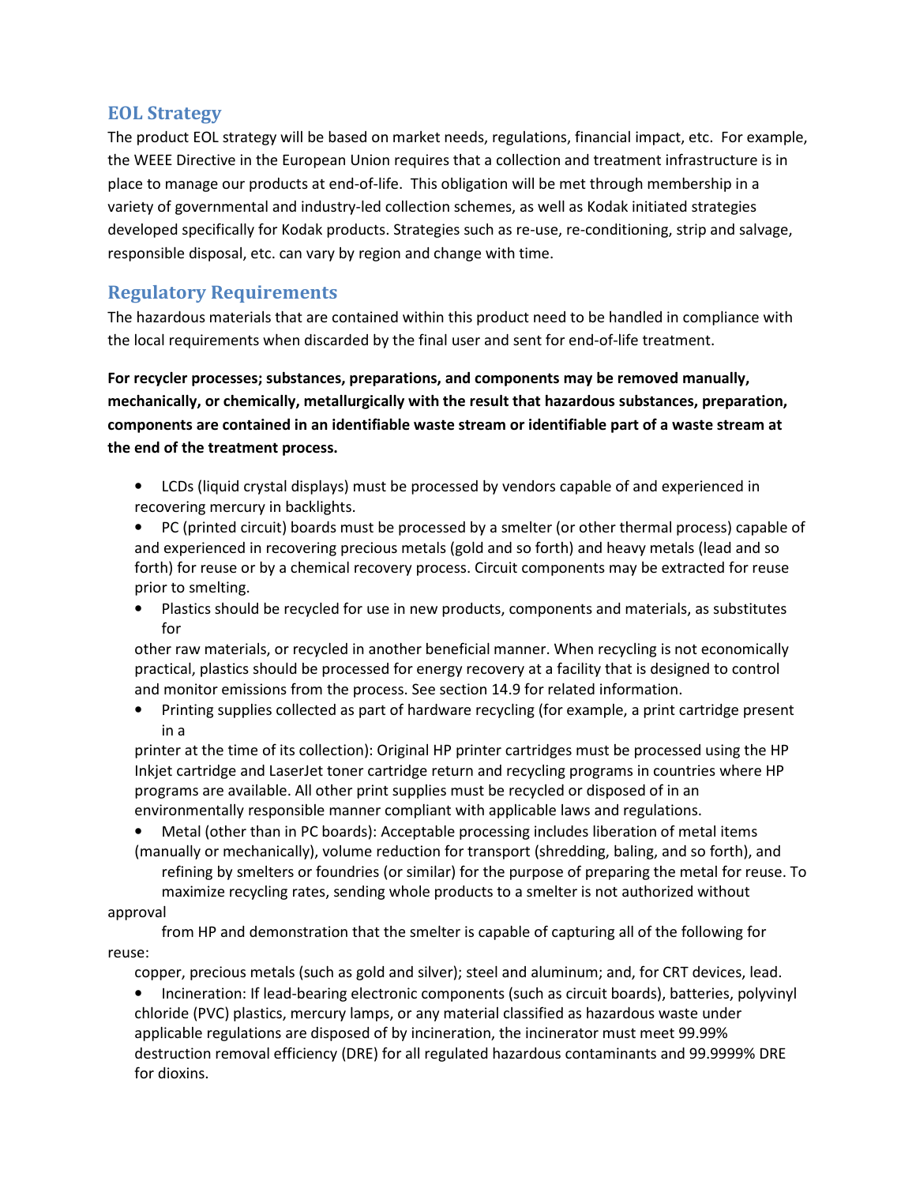## EOL Strategy

The product EOL strategy will be based on market needs, regulations, financial impact, etc. For example, the WEEE Directive in the European Union requires that a collection and treatment infrastructure is in place to manage our products at end-of-life. This obligation will be met through membership in a variety of governmental and industry-led collection schemes, as well as Kodak initiated strategies developed specifically for Kodak products. Strategies such as re-use, re-conditioning, strip and salvage, responsible disposal, etc. can vary by region and change with time.

## Regulatory Requirements

The hazardous materials that are contained within this product need to be handled in compliance with the local requirements when discarded by the final user and sent for end-of-life treatment.

**For recycler processes; substances, preparations, and components may be removed manually, mechanically, or chemically, metallurgically with the result that hazardous substances, preparation, components are contained in an identifiable waste stream or identifiable part of a waste stream at the end of the treatment process.**

- LCDs (liquid crystal displays) must be processed by vendors capable of and experienced in recovering mercury in backlights.
- PC (printed circuit) boards must be processed by a smelter (or other thermal process) capable of and experienced in recovering precious metals (gold and so forth) and heavy metals (lead and so forth) for reuse or by a chemical recovery process. Circuit components may be extracted for reuse prior to smelting.
- Plastics should be recycled for use in new products, components and materials, as substitutes for other raw materials, or recycled in another beneficial manner. When recycling is not economically practical, plastics should be processed for energy recovery at a facility that is designed to control and monitor emissions from the process. See section 14.9 for related information.
- Printing supplies collected as part of hardware recycling (for example, a print cartridge present in a printer at the time of its collection): Original HP printer cartridges must be processed using the HP Inkjet cartridge and LaserJet toner cartridge return and recycling programs in countries where HP programs are available. All other print supplies must be recycled or disposed of in an environmentally responsible manner compliant with applicable laws and regulations.
- Metal (other than in PC boards): Acceptable processing includes liberation of metal items (manually or mechanically), volume reduction for transport (shredding, baling, and so forth), and refining by smelters or foundries (or similar) for the purpose of preparing the metal for reuse. To maximize recycling rates, sending whole products to a smelter is not authorized without approval from HP and demonstration that the smelter is capable of capturing all of the following for reuse: copper, precious metals (such as gold and silver); steel and aluminum; and, for CRT devices, lead.
- Incineration: If lead-bearing electronic components (such as circuit boards), batteries, polyvinyl chloride (PVC) plastics, mercury lamps, or any material classified as hazardous waste under applicable regulations are disposed of by incineration, the incinerator must meet 99.99% destruction removal efficiency (DRE) for all regulated hazardous contaminants and 99.9999% DRE for dioxins.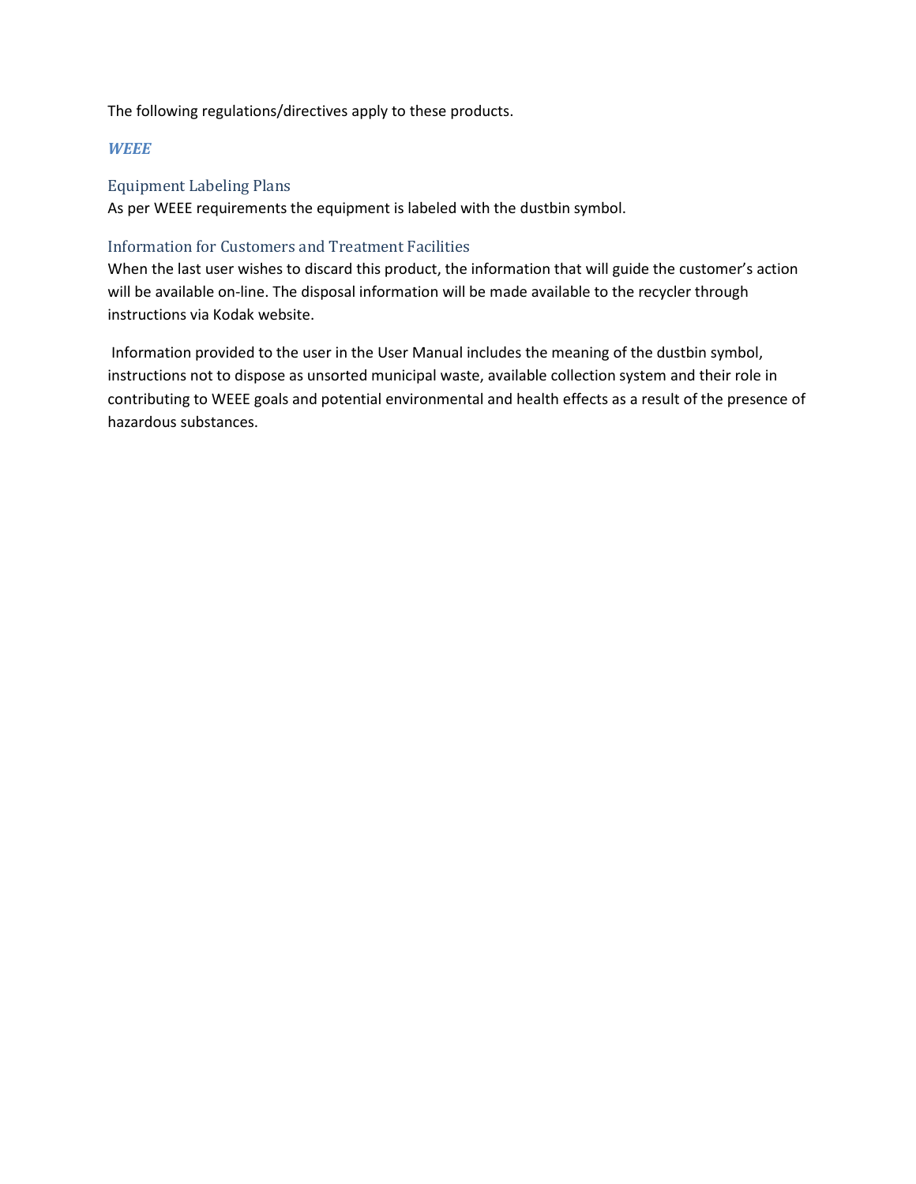The following regulations/directives apply to these products.

## *WEEE*

### Equipment Labeling Plans

As per WEEE requirements the equipment is labeled with the dustbin symbol.

### Information for Customers and Treatment Facilities

When the last user wishes to discard this product, the information that will guide the customer's action will be available on-line. The disposal information will be made available to the recycler through instructions via Kodak website.

Information provided to the user in the User Manual includes the meaning of the dustbin symbol, instructions not to dispose as unsorted municipal waste, available collection system and their role in contributing to WEEE goals and potential environmental and health effects as a result of the presence of hazardous substances.